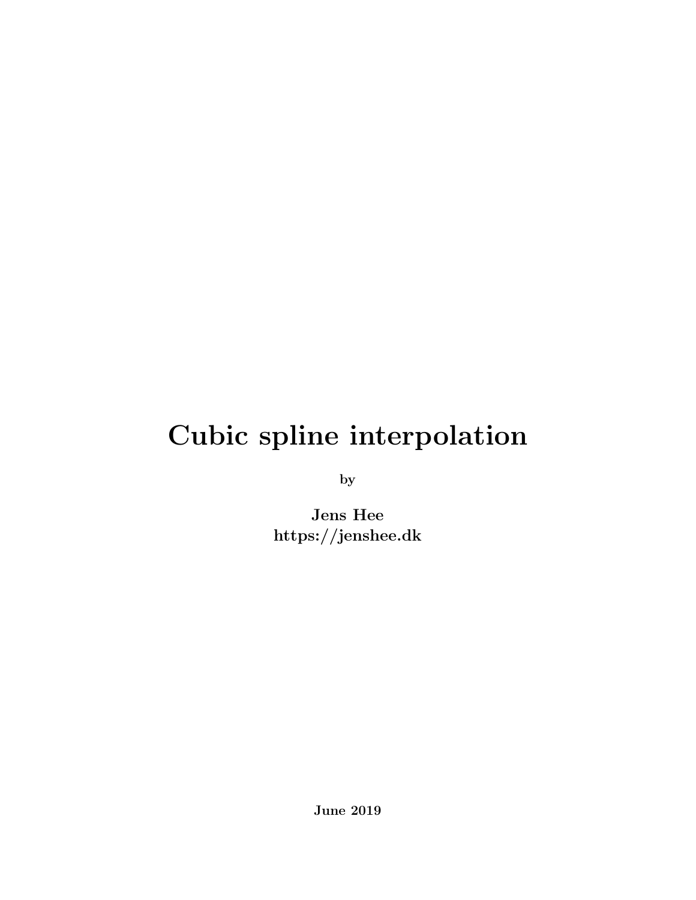# Cubic spline interpolation

**by**

**Jens Hee**
**https://jenshee.dk**

**June 2019**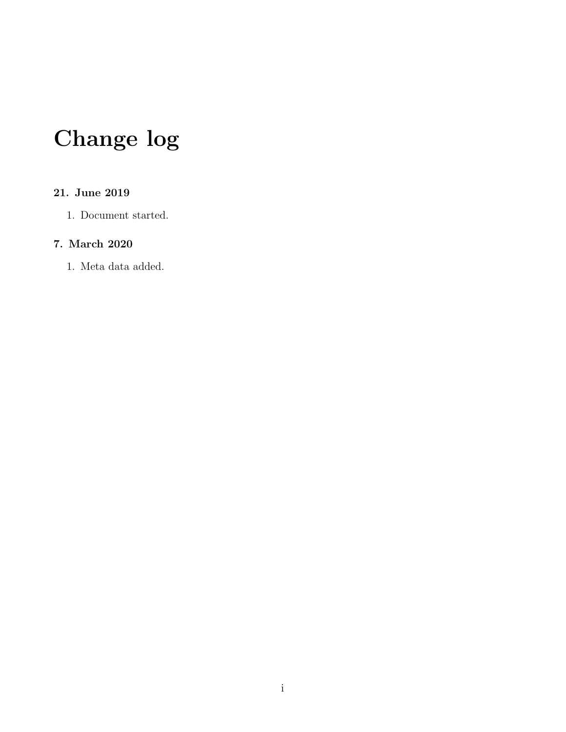# Change log

### 21. June 2019

1. Document started.

### 7. March 2020

1. Meta data added.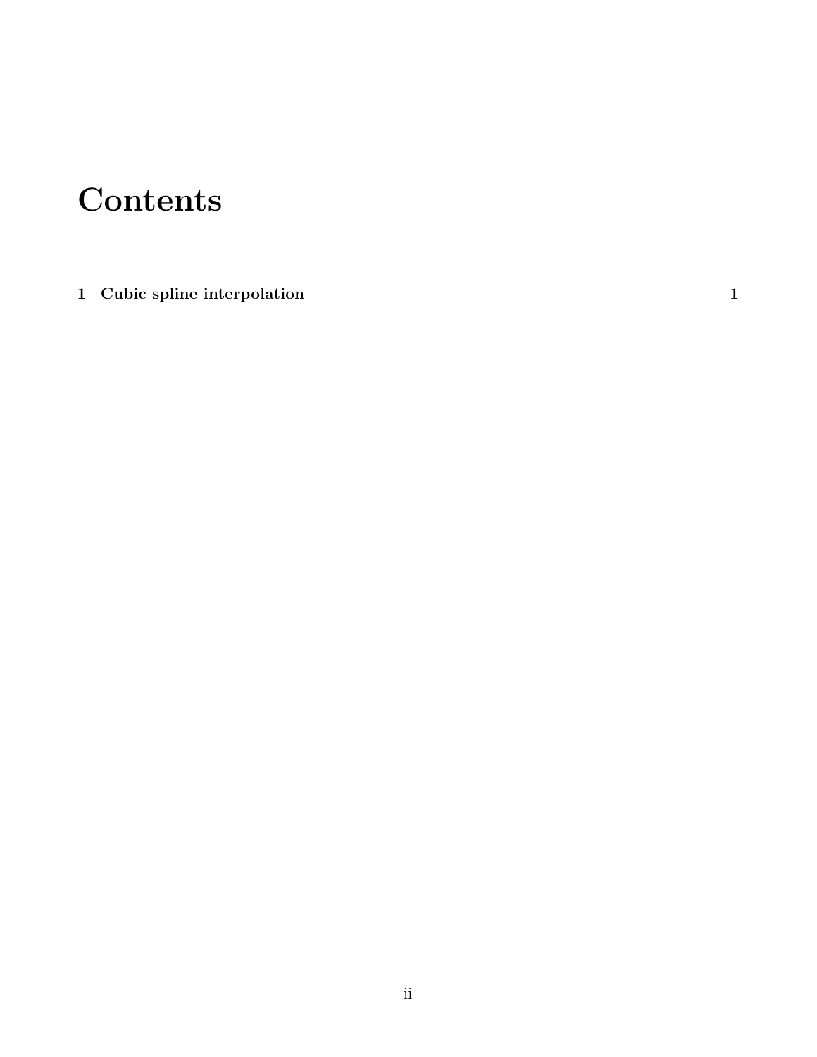# Contents

**1 Cubic spline interpolation** **1**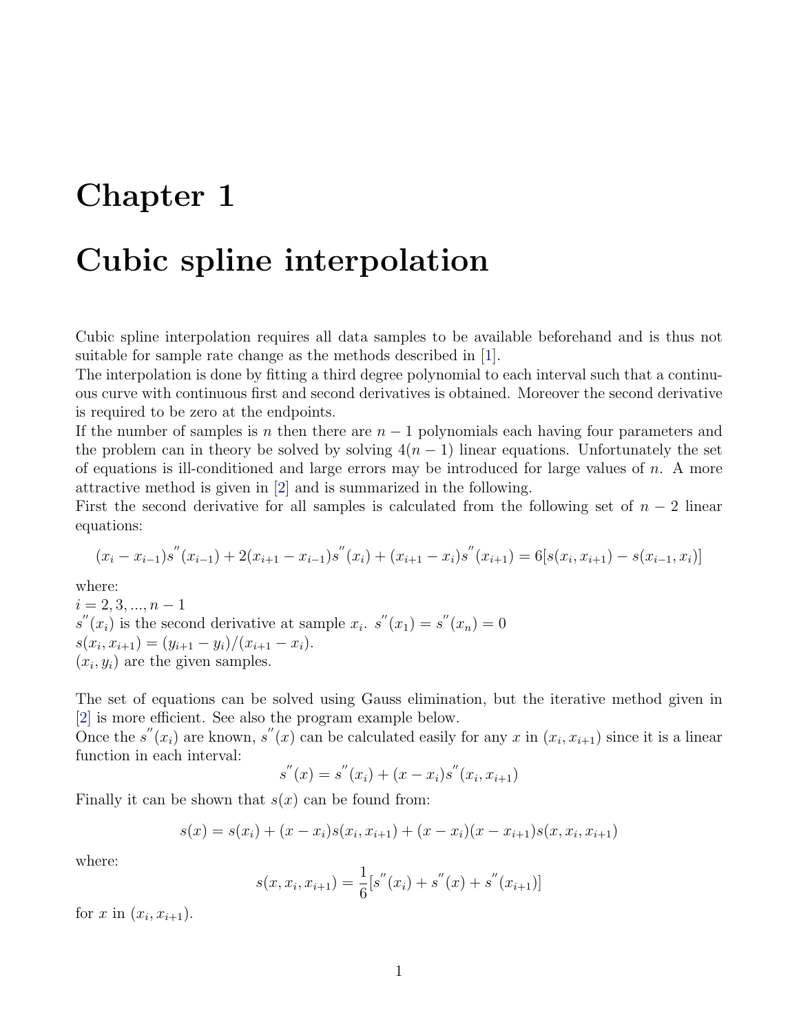# Chapter 1

# Cubic spline interpolation

Cubic spline interpolation requires all data samples to be available beforehand and is thus not suitable for sample rate change as the methods described in [1].

The interpolation is done by fitting a third degree polynomial to each interval such that a continuous curve with continuous first and second derivatives is obtained. Moreover the second derivative is required to be zero at the endpoints.

If the number of samples is $n$ then there are $n-1$ polynomials each having four parameters and the problem can in theory be solved by solving $4(n-1)$ linear equations. Unfortunately the set of equations is ill-conditioned and large errors may be introduced for large values of $n$. A more attractive method is given in [2] and is summarized in the following.

First the second derivative for all samples is calculated from the following set of $n-2$ linear equations:

$$(x_i - x_{i-1})s^{''}(x_{i-1}) + 2(x_{i+1} - x_{i-1})s^{''}(x_i) + (x_{i+1} - x_i)s^{''}(x_{i+1}) = 6[s(x_i, x_{i+1}) - s(x_{i-1}, x_i)]$$

where:
$i = 2, 3, ..., n-1$
$s^{''}(x_i)$ is the second derivative at sample $x_i$. $s^{''}(x_1) = s^{''}(x_n) = 0$
$s(x_i, x_{i+1}) = (y_{i+1} - y_i)/(x_{i+1} - x_i)$.
$(x_i, y_i)$ are the given samples.

The set of equations can be solved using Gauss elimination, but the iterative method given in [2] is more efficient. See also the program example below.

Once the $s^{''}(x_i)$ are known, $s^{''}(x)$ can be calculated easily for any $x$ in $(x_i, x_{i+1})$ since it is a linear function in each interval:

$$s^{''}(x) = s^{''}(x_i) + (x - x_i)s^{''}(x_i, x_{i+1})$$

Finally it can be shown that $s(x)$ can be found from:

$$s(x) = s(x_i) + (x - x_i)s(x_i, x_{i+1}) + (x - x_i)(x - x_{i+1})s(x, x_i, x_{i+1})$$

where:

$$s(x, x_i, x_{i+1}) = \frac{1}{6}[s^{''}(x_i) + s^{''}(x) + s^{''}(x_{i+1})]$$

for $x$ in $(x_i, x_{i+1})$.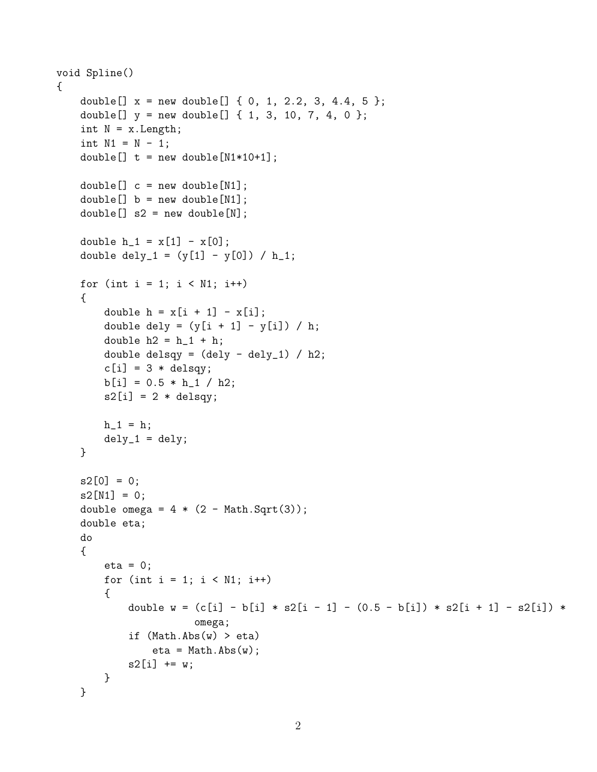```
void Spline()
{
    double[] x = new double[] { 0, 1, 2.2, 3, 4.4, 5 };
    double[] y = new double[] { 1, 3, 10, 7, 4, 0 };
    int N = x.Length;
    int N1 = N - 1;
    double[] t = new double[N1*10+1];

    double[] c = new double[N1];
    double[] b = new double[N1];
    double[] s2 = new double[N];

    double h_1 = x[1] - x[0];
    double dely_1 = (y[1] - y[0]) / h_1;

    for (int i = 1; i < N1; i++)
    {
        double h = x[i + 1] - x[i];
        double dely = (y[i + 1] - y[i]) / h;
        double h2 = h_1 + h;
        double delsqy = (dely - dely_1) / h2;
        c[i] = 3 * delsqy;
        b[i] = 0.5 * h_1 / h2;
        s2[i] = 2 * delsqy;

        h_1 = h;
        dely_1 = dely;
    }

    s2[0] = 0;
    s2[N1] = 0;
    double omega = 4 * (2 - Math.Sqrt(3));
    double eta;
    do
    {
        eta = 0;
        for (int i = 1; i < N1; i++)
        {
            double w = (c[i] - b[i] * s2[i - 1] - (0.5 - b[i]) * s2[i + 1] - s2[i]) *
                       omega;
            if (Math.Abs(w) > eta)
                eta = Math.Abs(w);
            s2[i] += w;
        }
    }
```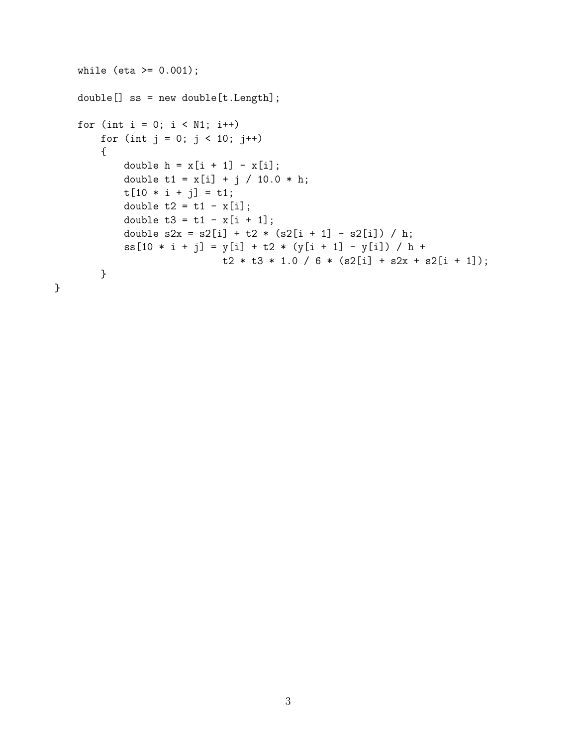```
    while (eta >= 0.001);

    double[] ss = new double[t.Length];

    for (int i = 0; i < N1; i++)
        for (int j = 0; j < 10; j++)
        {
            double h = x[i + 1] - x[i];
            double t1 = x[i] + j / 10.0 * h;
            t[10 * i + j] = t1;
            double t2 = t1 - x[i];
            double t3 = t1 - x[i + 1];
            double s2x = s2[i] + t2 * (s2[i + 1] - s2[i]) / h;
            ss[10 * i + j] = y[i] + t2 * (y[i + 1] - y[i]) / h +
                             t2 * t3 * 1.0 / 6 * (s2[i] + s2x + s2[i + 1]);
        }
}
```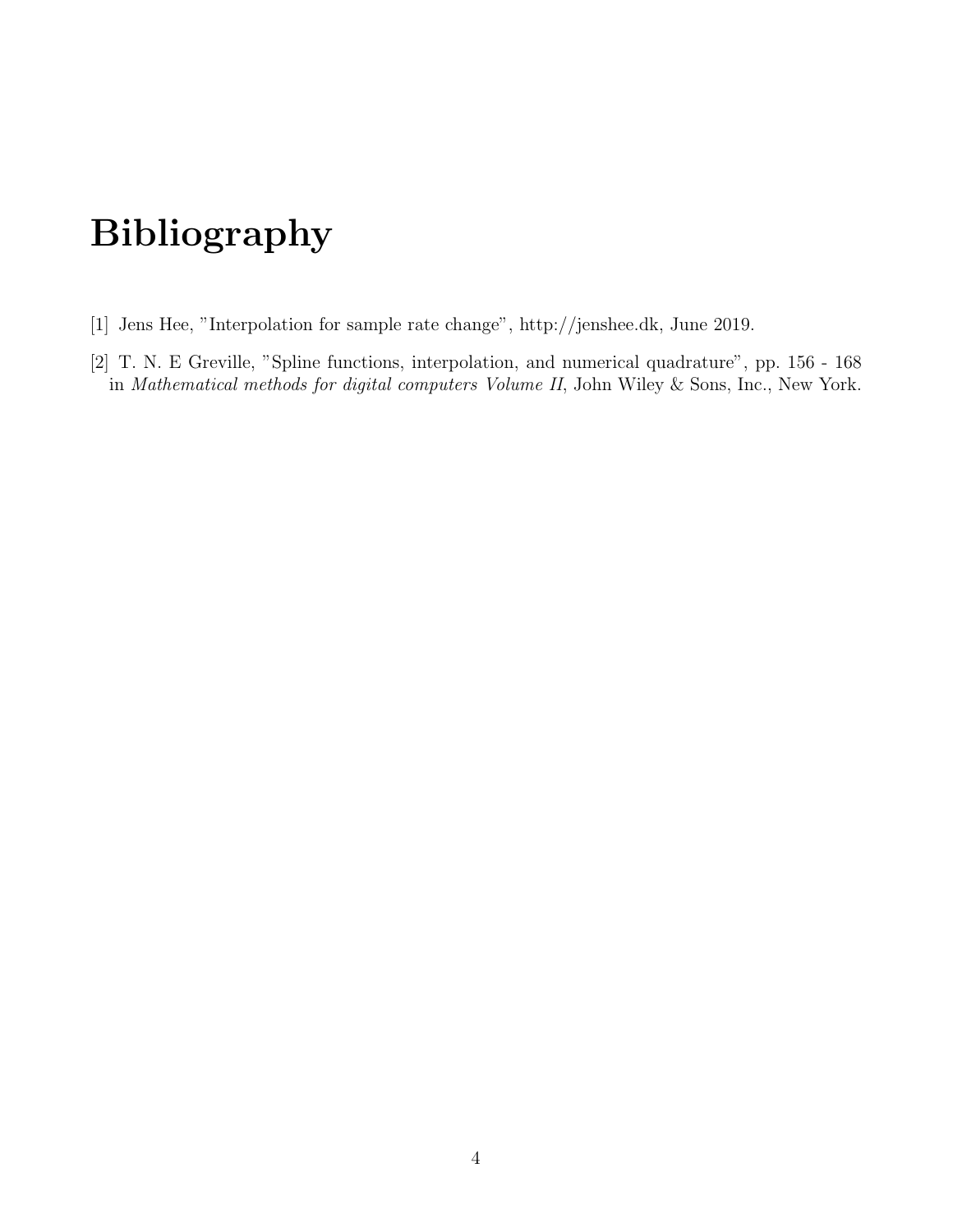# Bibliography

[1] Jens Hee, "Interpolation for sample rate change", http://jenshee.dk, June 2019.

[2] T. N. E Greville, "Spline functions, interpolation, and numerical quadrature", pp. 156 - 168 in *Mathematical methods for digital computers Volume II*, John Wiley & Sons, Inc., New York.